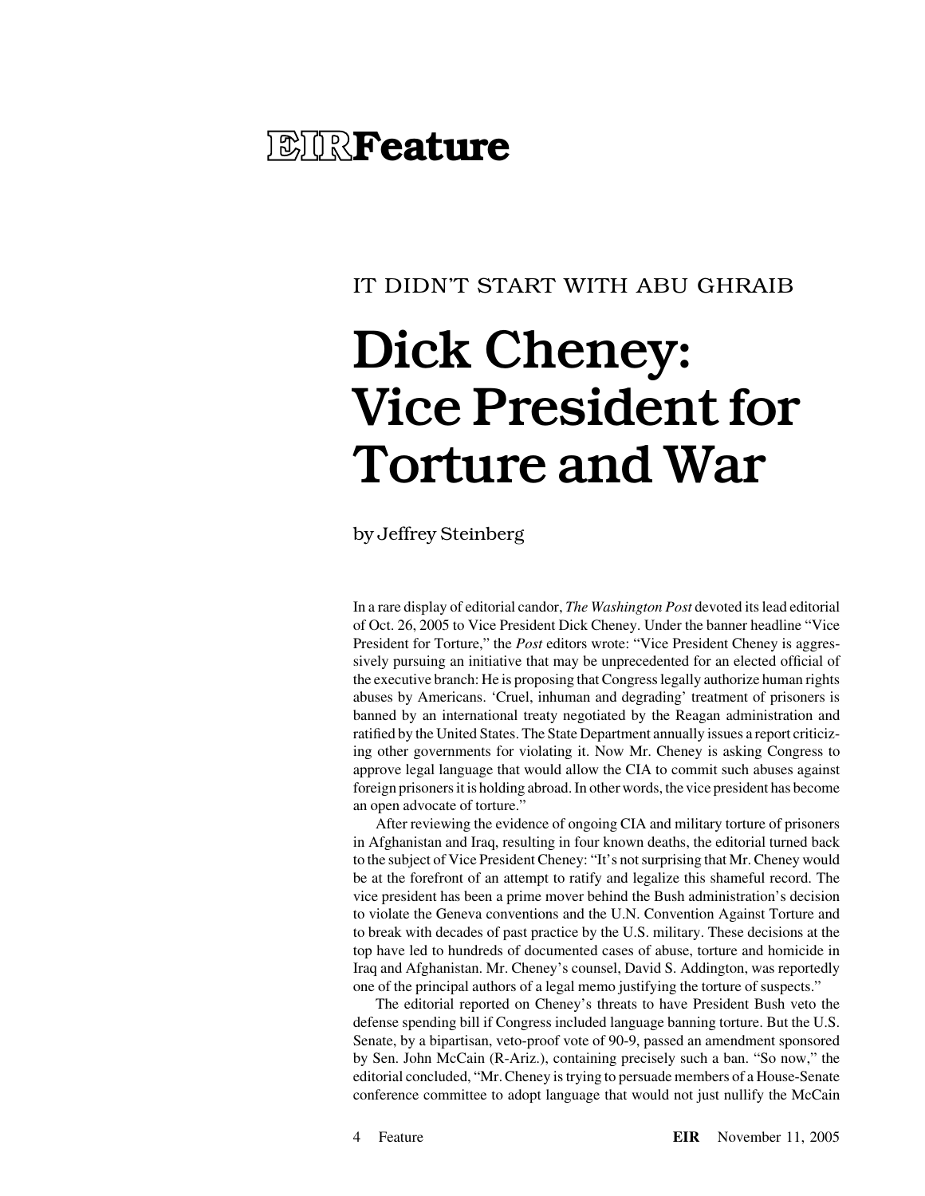# EIR Feature

IT DIDN'T START WITH ABU GHRAIB

# Dick Cheney: Vice President for Torture and War

by Jeffrey Steinberg

In a rare display of editorial candor, *The Washington Post* devoted its lead editorial of Oct. 26, 2005 to Vice President Dick Cheney. Under the banner headline "Vice President for Torture," the *Post* editors wrote: "Vice President Cheney is aggressively pursuing an initiative that may be unprecedented for an elected official of the executive branch: He is proposing that Congress legally authorize human rights abuses by Americans. 'Cruel, inhuman and degrading' treatment of prisoners is banned by an international treaty negotiated by the Reagan administration and ratified by the United States. The State Department annually issues a report criticizing other governments for violating it. Now Mr. Cheney is asking Congress to approve legal language that would allow the CIA to commit such abuses against foreign prisoners it is holding abroad. In other words, the vice president has become an open advocate of torture."

After reviewing the evidence of ongoing CIA and military torture of prisoners in Afghanistan and Iraq, resulting in four known deaths, the editorial turned back to the subject of Vice President Cheney: "It's not surprising that Mr. Cheney would be at the forefront of an attempt to ratify and legalize this shameful record. The vice president has been a prime mover behind the Bush administration's decision to violate the Geneva conventions and the U.N. Convention Against Torture and to break with decades of past practice by the U.S. military. These decisions at the top have led to hundreds of documented cases of abuse, torture and homicide in Iraq and Afghanistan. Mr. Cheney's counsel, David S. Addington, was reportedly one of the principal authors of a legal memo justifying the torture of suspects."

The editorial reported on Cheney's threats to have President Bush veto the defense spending bill if Congress included language banning torture. But the U.S. Senate, by a bipartisan, veto-proof vote of 90-9, passed an amendment sponsored by Sen. John McCain (R-Ariz.), containing precisely such a ban. "So now," the editorial concluded, "Mr. Cheney is trying to persuade members of a House-Senate conference committee to adopt language that would not just nullify the McCain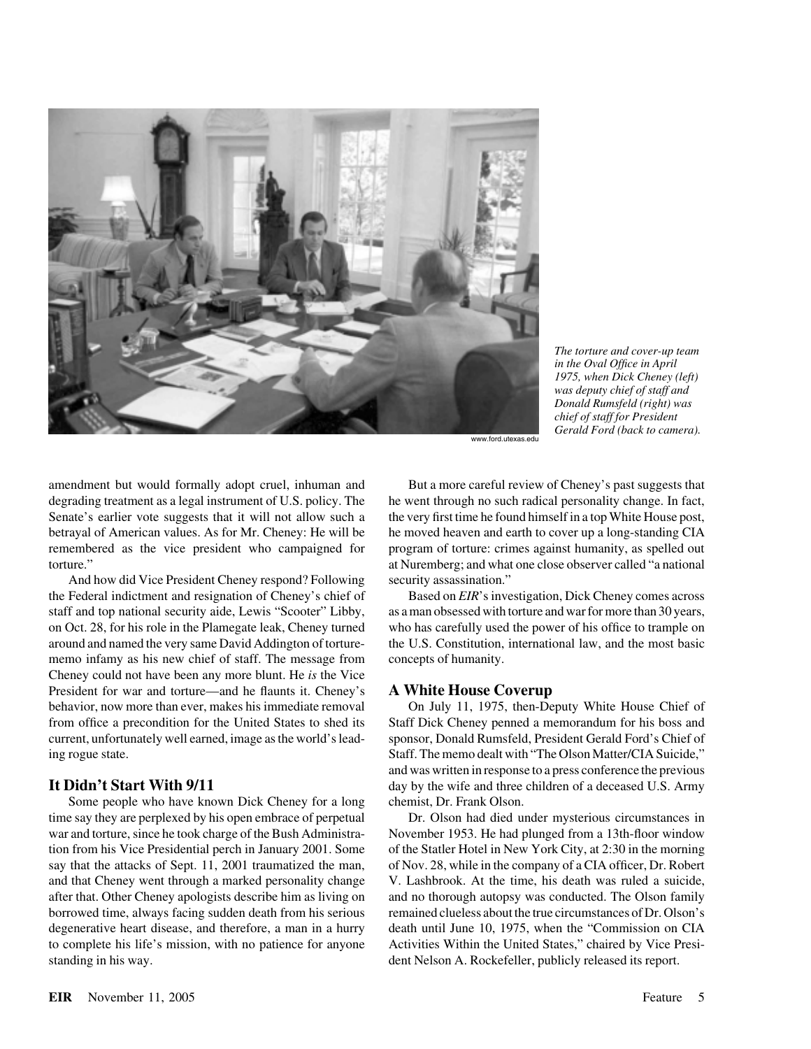The torture and cover-up team in the Oval Office in April 1975, when Dick Cheney (left) was deputy chief of staff and Donald Rumsfeld (right) was chief of staff for President Gerald Ford (back to camera).

www.ford.utexas.edu

amendment but would formally adopt cruel, inhuman and degrading treatment as a legal instrument of U.S. policy. The Senate's earlier vote suggests that it will not allow such a betrayal of American values. As for Mr. Cheney: He will be remembered as the vice president who campaigned for torture."

And how did Vice President Cheney respond? Following the Federal indictment and resignation of Cheney's chief of staff and top national security aide, Lewis "Scooter" Libby, on Oct. 28, for his role in the Plamegate leak, Cheney turned around and named the very same David Addington of torture-memo infamy as his new chief of staff. The message from Cheney could not have been any more blunt. He *is* the Vice President for war and torture—and he flaunts it. Cheney's behavior, now more than ever, makes his immediate removal from office a precondition for the United States to shed its current, unfortunately well earned, image as the world's leading rogue state.

## It Didn't Start With 9/11

Some people who have known Dick Cheney for a long time say they are perplexed by his open embrace of perpetual war and torture, since he took charge of the Bush Administration from his Vice Presidential perch in January 2001. Some say that the attacks of Sept. 11, 2001 traumatized the man, and that Cheney went through a marked personality change after that. Other Cheney apologists describe him as living on borrowed time, always facing sudden death from his serious degenerative heart disease, and therefore, a man in a hurry to complete his life's mission, with no patience for anyone standing in his way.

But a more careful review of Cheney's past suggests that he went through no such radical personality change. In fact, the very first time he found himself in a top White House post, he moved heaven and earth to cover up a long-standing CIA program of torture: crimes against humanity, as spelled out at Nuremberg; and what one close observer called "a national security assassination."

Based on *EIR*'s investigation, Dick Cheney comes across as a man obsessed with torture and war for more than 30 years, who has carefully used the power of his office to trample on the U.S. Constitution, international law, and the most basic concepts of humanity.

## A White House Coverup

On July 11, 1975, then-Deputy White House Chief of Staff Dick Cheney penned a memorandum for his boss and sponsor, Donald Rumsfeld, President Gerald Ford's Chief of Staff. The memo dealt with "The Olson Matter/CIA Suicide," and was written in response to a press conference the previous day by the wife and three children of a deceased U.S. Army chemist, Dr. Frank Olson.

Dr. Olson had died under mysterious circumstances in November 1953. He had plunged from a 13th-floor window of the Statler Hotel in New York City, at 2:30 in the morning of Nov. 28, while in the company of a CIA officer, Dr. Robert V. Lashbrook. At the time, his death was ruled a suicide, and no thorough autopsy was conducted. The Olson family remained clueless about the true circumstances of Dr. Olson's death until June 10, 1975, when the "Commission on CIA Activities Within the United States," chaired by Vice President Nelson A. Rockefeller, publicly released its report.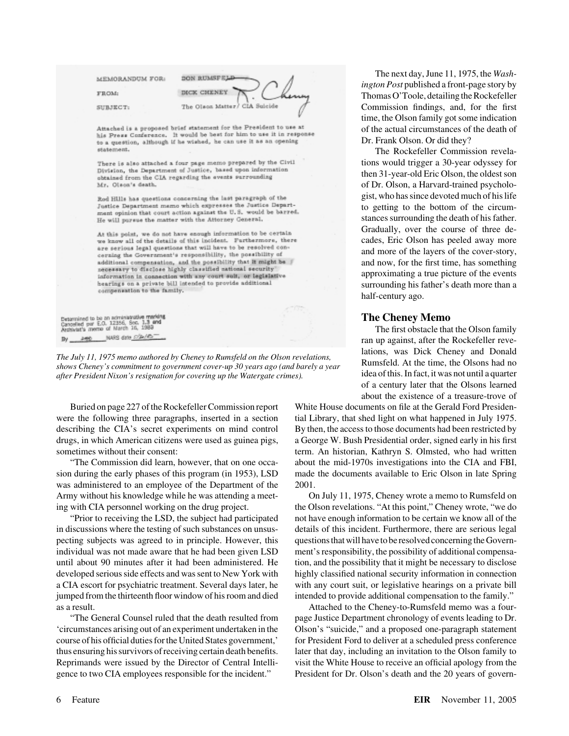MEMORANDUM FOR: DON RUMSFELD

FROM: DICK CHENEY

SUBJECT: The Olson Matter / CIA Suicide

Attached is a proposed brief statement for the President to use at his Press Conference. It would be best for him to use it in response to a question, although if he wished, he can use it as an opening statement.

There is also attached a four page memo prepared by the Civil Division, the Department of Justice, based upon information obtained from the CIA regarding the events surrounding Mr. Olson's death.

Rod Hills has questions concerning the last paragraph of the Justice Department memo which expresses the Justice Department opinion that court action against the U.S. would be barred. He will pursue the matter with the Attorney General.

At this point, we do not have enough information to be certain we know all of the details of this incident. Furthermore, there are serious legal questions that will have to be resolved concerning the Government's responsibility, the possibility of additional compensation, and the possibility that it might be necessary to disclose highly classified national security information in connection with any court suit, or legislative hearings on a private bill intended to provide additional compensation to the family.

Determined to be an administrative marking
Cancelled per E.O. 12356, Sec. 1.3 and
Archivist's memo of March 16, 1983

*The July 11, 1975 memo authored by Cheney to Rumsfeld on the Olson revelations, shows Cheney's commitment to government cover-up 30 years ago (and barely a year after President Nixon's resignation for covering up the Watergate crimes).*

Buried on page 227 of the Rockefeller Commission report were the following three paragraphs, inserted in a section describing the CIA's secret experiments on mind control drugs, in which American citizens were used as guinea pigs, sometimes without their consent:

"The Commission did learn, however, that on one occasion during the early phases of this program (in 1953), LSD was administered to an employee of the Department of the Army without his knowledge while he was attending a meeting with CIA personnel working on the drug project.

"Prior to receiving the LSD, the subject had participated in discussions where the testing of such substances on unsuspecting subjects was agreed to in principle. However, this individual was not made aware that he had been given LSD until about 90 minutes after it had been administered. He developed serious side effects and was sent to New York with a CIA escort for psychiatric treatment. Several days later, he jumped from the thirteenth floor window of his room and died as a result.

"The General Counsel ruled that the death resulted from 'circumstances arising out of an experiment undertaken in the course of his official duties for the United States government,' thus ensuring his survivors of receiving certain death benefits. Reprimands were issued by the Director of Central Intelligence to two CIA employees responsible for the incident."

The next day, June 11, 1975, the *Washington Post* published a front-page story by Thomas O'Toole, detailing the Rockefeller Commission findings, and, for the first time, the Olson family got some indication of the actual circumstances of the death of Dr. Frank Olson. Or did they?

The Rockefeller Commission revelations would trigger a 30-year odyssey for then 31-year-old Eric Olson, the oldest son of Dr. Olson, a Harvard-trained psychologist, who has since devoted much of his life to getting to the bottom of the circumstances surrounding the death of his father. Gradually, over the course of three decades, Eric Olson has peeled away more and more of the layers of the cover-story, and now, for the first time, has something approximating a true picture of the events surrounding his father's death more than a half-century ago.

## The Cheney Memo

The first obstacle that the Olson family ran up against, after the Rockefeller revelations, was Dick Cheney and Donald Rumsfeld. At the time, the Olsons had no idea of this. In fact, it was not until a quarter of a century later that the Olsons learned about the existence of a treasure-trove of White House documents on file at the Gerald Ford Presidential Library, that shed light on what happened in July 1975. By then, the access to those documents had been restricted by a George W. Bush Presidential order, signed early in his first term. An historian, Kathryn S. Olmsted, who had written about the mid-1970s investigations into the CIA and FBI, made the documents available to Eric Olson in late Spring 2001.

On July 11, 1975, Cheney wrote a memo to Rumsfeld on the Olson revelations. "At this point," Cheney wrote, "we do not have enough information to be certain we know all of the details of this incident. Furthermore, there are serious legal questions that will have to be resolved concerning the Government's responsibility, the possibility of additional compensation, and the possibility that it might be necessary to disclose highly classified national security information in connection with any court suit, or legislative hearings on a private bill intended to provide additional compensation to the family."

Attached to the Cheney-to-Rumsfeld memo was a four-page Justice Department chronology of events leading to Dr. Olson's "suicide," and a proposed one-paragraph statement for President Ford to deliver at a scheduled press conference later that day, including an invitation to the Olson family to visit the White House to receive an official apology from the President for Dr. Olson's death and the 20 years of govern-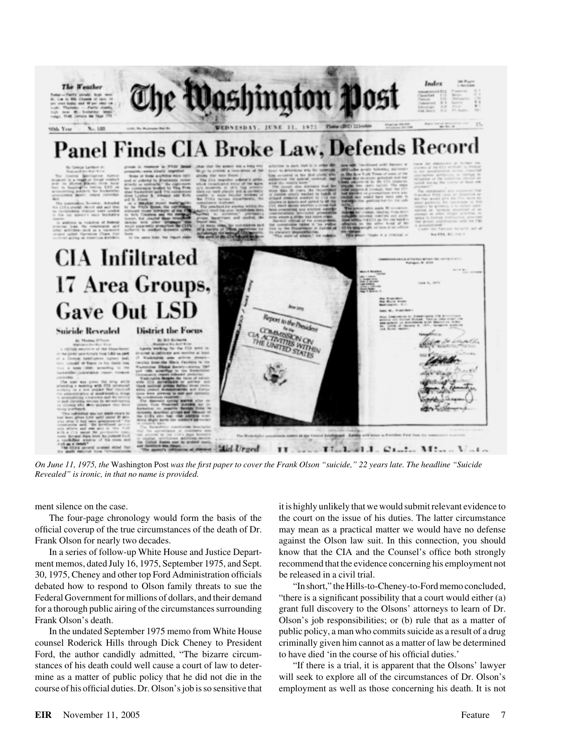*On June 11, 1975, the* Washington Post *was the first paper to cover the Frank Olson "suicide," 22 years late. The headline "Suicide Revealed" is ironic, in that no name is provided.*

ment silence on the case.

The four-page chronology would form the basis of the official coverup of the true circumstances of the death of Dr. Frank Olson for nearly two decades.

In a series of follow-up White House and Justice Department memos, dated July 16, 1975, September 1975, and Sept. 30, 1975, Cheney and other top Ford Administration officials debated how to respond to Olson family threats to sue the Federal Government for millions of dollars, and their demand for a thorough public airing of the circumstances surrounding Frank Olson's death.

In the undated September 1975 memo from White House counsel Roderick Hills through Dick Cheney to President Ford, the author candidly admitted, "The bizarre circumstances of his death could well cause a court of law to determine as a matter of public policy that he did not die in the course of his official duties. Dr. Olson's job is so sensitive that it is highly unlikely that we would submit relevant evidence to the court on the issue of his duties. The latter circumstance may mean as a practical matter we would have no defense against the Olson law suit. In this connection, you should know that the CIA and the Counsel's office both strongly recommend that the evidence concerning his employment not be released in a civil trial.

"In short," the Hills-to-Cheney-to-Ford memo concluded, "there is a significant possibility that a court would either (a) grant full discovery to the Olsons' attorneys to learn of Dr. Olson's job responsibilities; or (b) rule that as a matter of public policy, a man who commits suicide as a result of a drug criminally given him cannot as a matter of law be determined to have died 'in the course of his official duties.'

"If there is a trial, it is apparent that the Olsons' lawyer will seek to explore all of the circumstances of Dr. Olson's employment as well as those concerning his death. It is not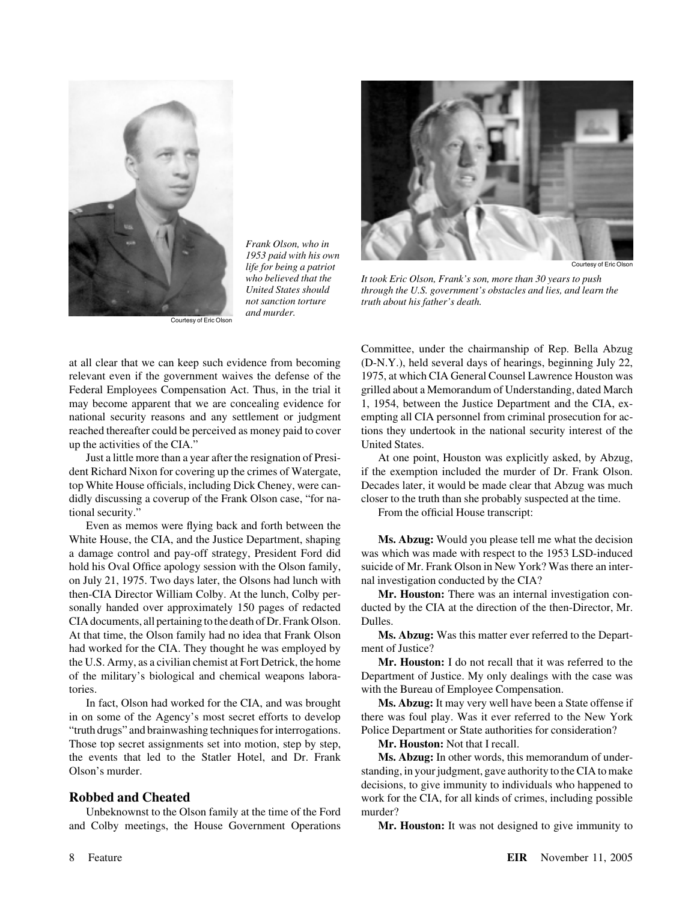Frank Olson, who in 1953 paid with his own life for being a patriot who believed that the United States should not sanction torture and murder.

Courtesy of Eric Olson

It took Eric Olson, Frank's son, more than 30 years to push through the U.S. government's obstacles and lies, and learn the truth about his father's death.

Courtesy of Eric Olson

at all clear that we can keep such evidence from becoming relevant even if the government waives the defense of the Federal Employees Compensation Act. Thus, in the trial it may become apparent that we are concealing evidence for national security reasons and any settlement or judgment reached thereafter could be perceived as money paid to cover up the activities of the CIA."

Just a little more than a year after the resignation of President Richard Nixon for covering up the crimes of Watergate, top White House officials, including Dick Cheney, were candidly discussing a coverup of the Frank Olson case, "for national security."

Even as memos were flying back and forth between the White House, the CIA, and the Justice Department, shaping a damage control and pay-off strategy, President Ford did hold his Oval Office apology session with the Olson family, on July 21, 1975. Two days later, the Olsons had lunch with then-CIA Director William Colby. At the lunch, Colby personally handed over approximately 150 pages of redacted CIA documents, all pertaining to the death of Dr. Frank Olson. At that time, the Olson family had no idea that Frank Olson had worked for the CIA. They thought he was employed by the U.S. Army, as a civilian chemist at Fort Detrick, the home of the military's biological and chemical weapons laboratories.

In fact, Olson had worked for the CIA, and was brought in on some of the Agency's most secret efforts to develop "truth drugs" and brainwashing techniques for interrogations. Those top secret assignments set into motion, step by step, the events that led to the Statler Hotel, and Dr. Frank Olson's murder.

## Robbed and Cheated

Unbeknownst to the Olson family at the time of the Ford and Colby meetings, the House Government Operations Committee, under the chairmanship of Rep. Bella Abzug (D-N.Y.), held several days of hearings, beginning July 22, 1975, at which CIA General Counsel Lawrence Houston was grilled about a Memorandum of Understanding, dated March 1, 1954, between the Justice Department and the CIA, exempting all CIA personnel from criminal prosecution for actions they undertook in the national security interest of the United States.

At one point, Houston was explicitly asked, by Abzug, if the exemption included the murder of Dr. Frank Olson. Decades later, it would be made clear that Abzug was much closer to the truth than she probably suspected at the time.

From the official House transcript:

**Ms. Abzug:** Would you please tell me what the decision was which was made with respect to the 1953 LSD-induced suicide of Mr. Frank Olson in New York? Was there an internal investigation conducted by the CIA?

**Mr. Houston:** There was an internal investigation conducted by the CIA at the direction of the then-Director, Mr. Dulles.

**Ms. Abzug:** Was this matter ever referred to the Department of Justice?

**Mr. Houston:** I do not recall that it was referred to the Department of Justice. My only dealings with the case was with the Bureau of Employee Compensation.

**Ms. Abzug:** It may very well have been a State offense if there was foul play. Was it ever referred to the New York Police Department or State authorities for consideration?

**Mr. Houston:** Not that I recall.

**Ms. Abzug:** In other words, this memorandum of understanding, in your judgment, gave authority to the CIA to make decisions, to give immunity to individuals who happened to work for the CIA, for all kinds of crimes, including possible murder?

**Mr. Houston:** It was not designed to give immunity to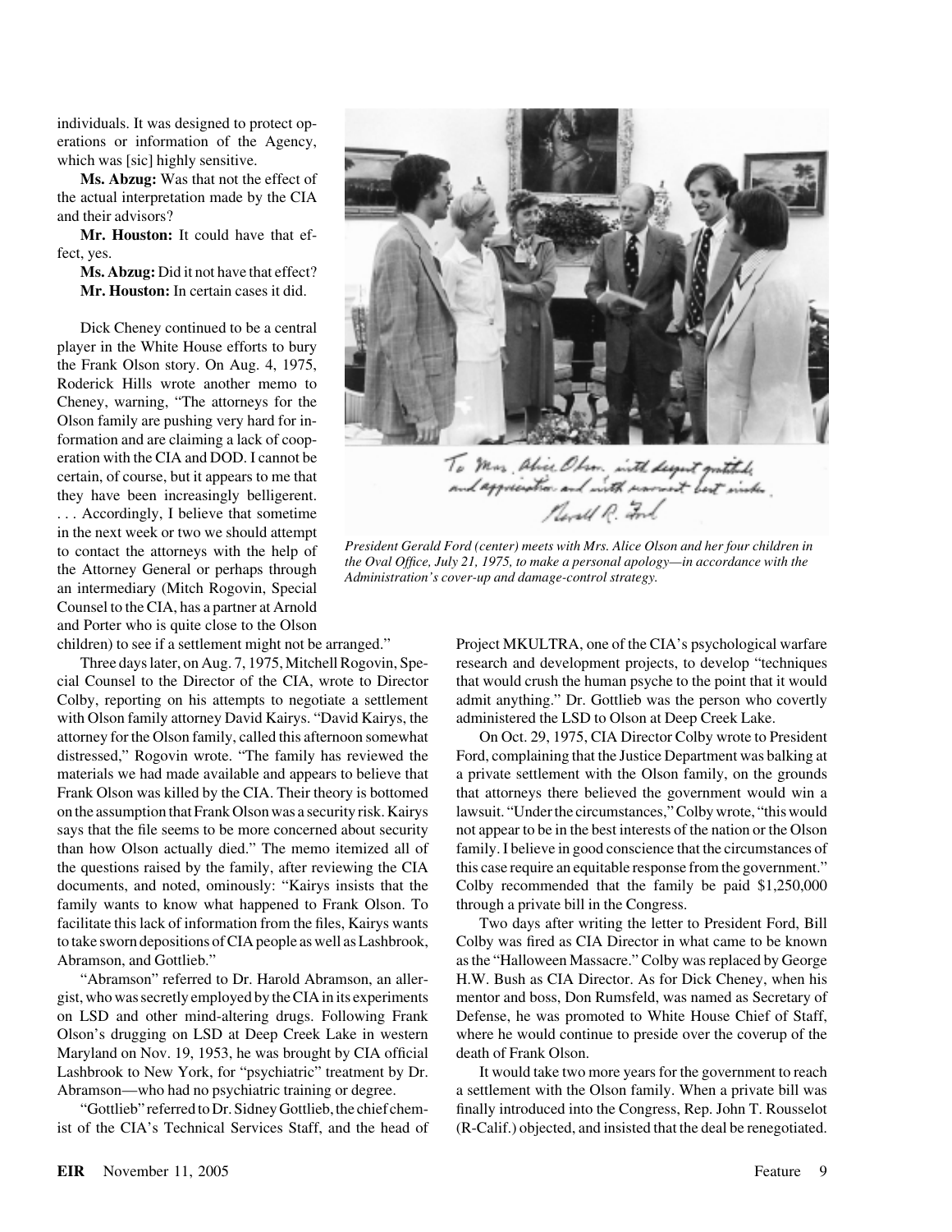individuals. It was designed to protect operations or information of the Agency, which was [sic] highly sensitive.

**Ms. Abzug:** Was that not the effect of the actual interpretation made by the CIA and their advisors?

**Mr. Houston:** It could have that effect, yes.

**Ms. Abzug:** Did it not have that effect?

**Mr. Houston:** In certain cases it did.

Dick Cheney continued to be a central player in the White House efforts to bury the Frank Olson story. On Aug. 4, 1975, Roderick Hills wrote another memo to Cheney, warning, "The attorneys for the Olson family are pushing very hard for information and are claiming a lack of cooperation with the CIA and DOD. I cannot be certain, of course, but it appears to me that they have been increasingly belligerent. . . . Accordingly, I believe that sometime in the next week or two we should attempt to contact the attorneys with the help of the Attorney General or perhaps through an intermediary (Mitch Rogovin, Special Counsel to the CIA, has a partner at Arnold and Porter who is quite close to the Olson children) to see if a settlement might not be arranged."

To Mrs. Alice Olson, with deepest gratitude and appreciation and with warmest best wishes. Gerald R. Ford

*President Gerald Ford (center) meets with Mrs. Alice Olson and her four children in the Oval Office, July 21, 1975, to make a personal apology—in accordance with the Administration's cover-up and damage-control strategy.*

Three days later, on Aug. 7, 1975, Mitchell Rogovin, Special Counsel to the Director of the CIA, wrote to Director Colby, reporting on his attempts to negotiate a settlement with Olson family attorney David Kairys. "David Kairys, the attorney for the Olson family, called this afternoon somewhat distressed," Rogovin wrote. "The family has reviewed the materials we had made available and appears to believe that Frank Olson was killed by the CIA. Their theory is bottomed on the assumption that Frank Olson was a security risk. Kairys says that the file seems to be more concerned about security than how Olson actually died." The memo itemized all of the questions raised by the family, after reviewing the CIA documents, and noted, ominously: "Kairys insists that the family wants to know what happened to Frank Olson. To facilitate this lack of information from the files, Kairys wants to take sworn depositions of CIA people as well as Lashbrook, Abramson, and Gottlieb."

"Abramson" referred to Dr. Harold Abramson, an allergist, who was secretly employed by the CIA in its experiments on LSD and other mind-altering drugs. Following Frank Olson's drugging on LSD at Deep Creek Lake in western Maryland on Nov. 19, 1953, he was brought by CIA official Lashbrook to New York, for "psychiatric" treatment by Dr. Abramson—who had no psychiatric training or degree.

"Gottlieb" referred to Dr. Sidney Gottlieb, the chief chemist of the CIA's Technical Services Staff, and the head of Project MKULTRA, one of the CIA's psychological warfare research and development projects, to develop "techniques that would crush the human psyche to the point that it would admit anything." Dr. Gottlieb was the person who covertly administered the LSD to Olson at Deep Creek Lake.

On Oct. 29, 1975, CIA Director Colby wrote to President Ford, complaining that the Justice Department was balking at a private settlement with the Olson family, on the grounds that attorneys there believed the government would win a lawsuit. "Under the circumstances," Colby wrote, "this would not appear to be in the best interests of the nation or the Olson family. I believe in good conscience that the circumstances of this case require an equitable response from the government." Colby recommended that the family be paid $1,250,000 through a private bill in the Congress.

Two days after writing the letter to President Ford, Bill Colby was fired as CIA Director in what came to be known as the "Halloween Massacre." Colby was replaced by George H.W. Bush as CIA Director. As for Dick Cheney, when his mentor and boss, Don Rumsfeld, was named as Secretary of Defense, he was promoted to White House Chief of Staff, where he would continue to preside over the coverup of the death of Frank Olson.

It would take two more years for the government to reach a settlement with the Olson family. When a private bill was finally introduced into the Congress, Rep. John T. Rousselot (R-Calif.) objected, and insisted that the deal be renegotiated.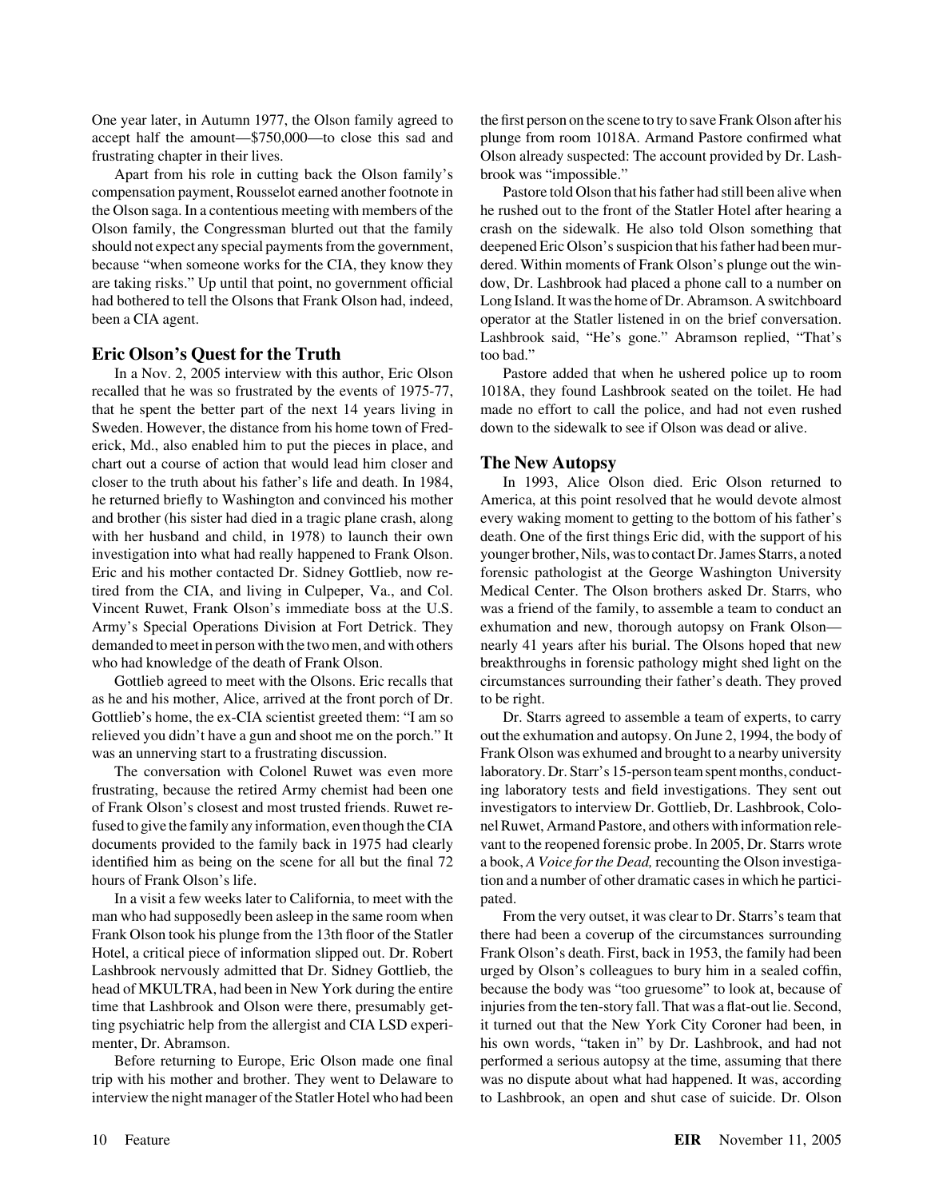One year later, in Autumn 1977, the Olson family agreed to accept half the amount—$750,000—to close this sad and frustrating chapter in their lives.

Apart from his role in cutting back the Olson family's compensation payment, Rousselot earned another footnote in the Olson saga. In a contentious meeting with members of the Olson family, the Congressman blurted out that the family should not expect any special payments from the government, because "when someone works for the CIA, they know they are taking risks." Up until that point, no government official had bothered to tell the Olsons that Frank Olson had, indeed, been a CIA agent.

## Eric Olson's Quest for the Truth

In a Nov. 2, 2005 interview with this author, Eric Olson recalled that he was so frustrated by the events of 1975-77, that he spent the better part of the next 14 years living in Sweden. However, the distance from his home town of Frederick, Md., also enabled him to put the pieces in place, and chart out a course of action that would lead him closer and closer to the truth about his father's life and death. In 1984, he returned briefly to Washington and convinced his mother and brother (his sister had died in a tragic plane crash, along with her husband and child, in 1978) to launch their own investigation into what had really happened to Frank Olson. Eric and his mother contacted Dr. Sidney Gottlieb, now retired from the CIA, and living in Culpeper, Va., and Col. Vincent Ruwet, Frank Olson's immediate boss at the U.S. Army's Special Operations Division at Fort Detrick. They demanded to meet in person with the two men, and with others who had knowledge of the death of Frank Olson.

Gottlieb agreed to meet with the Olsons. Eric recalls that as he and his mother, Alice, arrived at the front porch of Dr. Gottlieb's home, the ex-CIA scientist greeted them: "I am so relieved you didn't have a gun and shoot me on the porch." It was an unnerving start to a frustrating discussion.

The conversation with Colonel Ruwet was even more frustrating, because the retired Army chemist had been one of Frank Olson's closest and most trusted friends. Ruwet refused to give the family any information, even though the CIA documents provided to the family back in 1975 had clearly identified him as being on the scene for all but the final 72 hours of Frank Olson's life.

In a visit a few weeks later to California, to meet with the man who had supposedly been asleep in the same room when Frank Olson took his plunge from the 13th floor of the Statler Hotel, a critical piece of information slipped out. Dr. Robert Lashbrook nervously admitted that Dr. Sidney Gottlieb, the head of MKULTRA, had been in New York during the entire time that Lashbrook and Olson were there, presumably getting psychiatric help from the allergist and CIA LSD experimenter, Dr. Abramson.

Before returning to Europe, Eric Olson made one final trip with his mother and brother. They went to Delaware to interview the night manager of the Statler Hotel who had been the first person on the scene to try to save Frank Olson after his plunge from room 1018A. Armand Pastore confirmed what Olson already suspected: The account provided by Dr. Lashbrook was "impossible."

Pastore told Olson that his father had still been alive when he rushed out to the front of the Statler Hotel after hearing a crash on the sidewalk. He also told Olson something that deepened Eric Olson's suspicion that his father had been murdered. Within moments of Frank Olson's plunge out the window, Dr. Lashbrook had placed a phone call to a number on Long Island. It was the home of Dr. Abramson. A switchboard operator at the Statler listened in on the brief conversation. Lashbrook said, "He's gone." Abramson replied, "That's too bad."

Pastore added that when he ushered police up to room 1018A, they found Lashbrook seated on the toilet. He had made no effort to call the police, and had not even rushed down to the sidewalk to see if Olson was dead or alive.

## The New Autopsy

In 1993, Alice Olson died. Eric Olson returned to America, at this point resolved that he would devote almost every waking moment to getting to the bottom of his father's death. One of the first things Eric did, with the support of his younger brother, Nils, was to contact Dr. James Starrs, a noted forensic pathologist at the George Washington University Medical Center. The Olson brothers asked Dr. Starrs, who was a friend of the family, to assemble a team to conduct an exhumation and new, thorough autopsy on Frank Olson—nearly 41 years after his burial. The Olsons hoped that new breakthroughs in forensic pathology might shed light on the circumstances surrounding their father's death. They proved to be right.

Dr. Starrs agreed to assemble a team of experts, to carry out the exhumation and autopsy. On June 2, 1994, the body of Frank Olson was exhumed and brought to a nearby university laboratory. Dr. Starr's 15-person team spent months, conducting laboratory tests and field investigations. They sent out investigators to interview Dr. Gottlieb, Dr. Lashbrook, Colonel Ruwet, Armand Pastore, and others with information relevant to the reopened forensic probe. In 2005, Dr. Starrs wrote a book, *A Voice for the Dead,* recounting the Olson investigation and a number of other dramatic cases in which he participated.

From the very outset, it was clear to Dr. Starrs's team that there had been a coverup of the circumstances surrounding Frank Olson's death. First, back in 1953, the family had been urged by Olson's colleagues to bury him in a sealed coffin, because the body was "too gruesome" to look at, because of injuries from the ten-story fall. That was a flat-out lie. Second, it turned out that the New York City Coroner had been, in his own words, "taken in" by Dr. Lashbrook, and had not performed a serious autopsy at the time, assuming that there was no dispute about what had happened. It was, according to Lashbrook, an open and shut case of suicide. Dr. Olson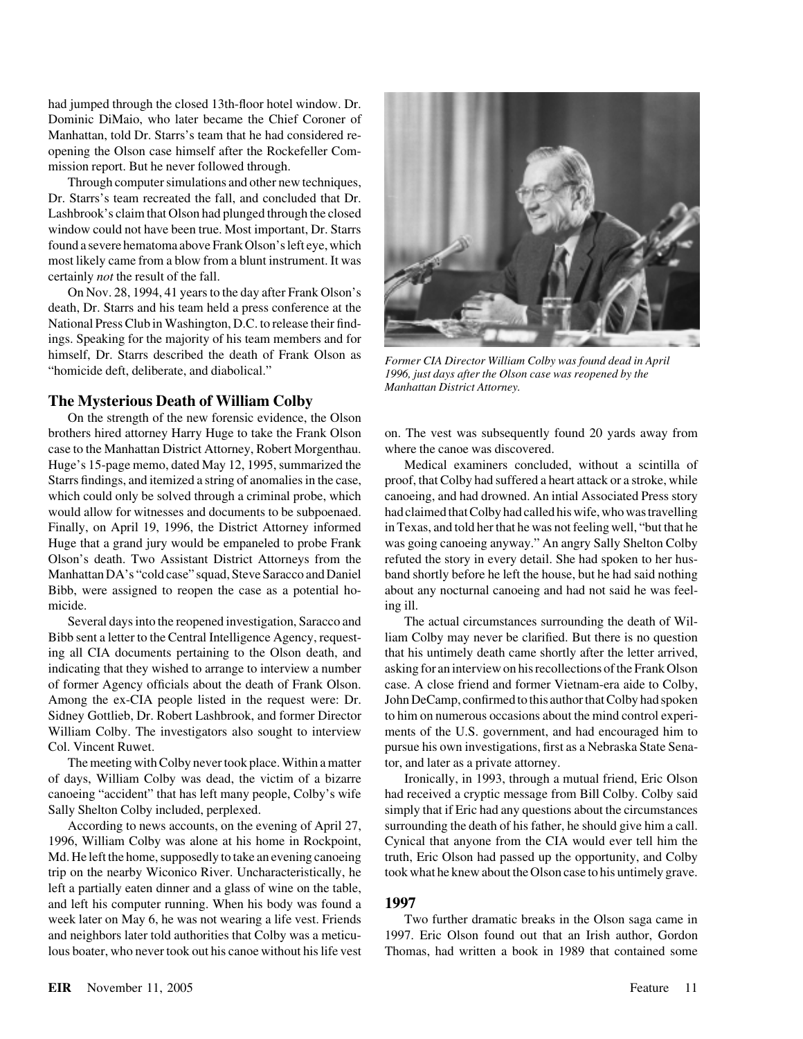had jumped through the closed 13th-floor hotel window. Dr. Dominic DiMaio, who later became the Chief Coroner of Manhattan, told Dr. Starrs's team that he had considered re-opening the Olson case himself after the Rockefeller Commission report. But he never followed through.

Through computer simulations and other new techniques, Dr. Starrs's team recreated the fall, and concluded that Dr. Lashbrook's claim that Olson had plunged through the closed window could not have been true. Most important, Dr. Starrs found a severe hematoma above Frank Olson's left eye, which most likely came from a blow from a blunt instrument. It was certainly *not* the result of the fall.

On Nov. 28, 1994, 41 years to the day after Frank Olson's death, Dr. Starrs and his team held a press conference at the National Press Club in Washington, D.C. to release their findings. Speaking for the majority of his team members and for himself, Dr. Starrs described the death of Frank Olson as "homicide deft, deliberate, and diabolical."

*Former CIA Director William Colby was found dead in April 1996, just days after the Olson case was reopened by the Manhattan District Attorney.*

## The Mysterious Death of William Colby

On the strength of the new forensic evidence, the Olson brothers hired attorney Harry Huge to take the Frank Olson case to the Manhattan District Attorney, Robert Morgenthau. Huge's 15-page memo, dated May 12, 1995, summarized the Starrs findings, and itemized a string of anomalies in the case, which could only be solved through a criminal probe, which would allow for witnesses and documents to be subpoenaed. Finally, on April 19, 1996, the District Attorney informed Huge that a grand jury would be empaneled to probe Frank Olson's death. Two Assistant District Attorneys from the Manhattan DA's "cold case" squad, Steve Saracco and Daniel Bibb, were assigned to reopen the case as a potential homicide.

Several days into the reopened investigation, Saracco and Bibb sent a letter to the Central Intelligence Agency, requesting all CIA documents pertaining to the Olson death, and indicating that they wished to arrange to interview a number of former Agency officials about the death of Frank Olson. Among the ex-CIA people listed in the request were: Dr. Sidney Gottlieb, Dr. Robert Lashbrook, and former Director William Colby. The investigators also sought to interview Col. Vincent Ruwet.

The meeting with Colby never took place. Within a matter of days, William Colby was dead, the victim of a bizarre canoeing "accident" that has left many people, Colby's wife Sally Shelton Colby included, perplexed.

According to news accounts, on the evening of April 27, 1996, William Colby was alone at his home in Rockpoint, Md. He left the home, supposedly to take an evening canoeing trip on the nearby Wiconico River. Uncharacteristically, he left a partially eaten dinner and a glass of wine on the table, and left his computer running. When his body was found a week later on May 6, he was not wearing a life vest. Friends and neighbors later told authorities that Colby was a meticulous boater, who never took out his canoe without his life vest on. The vest was subsequently found 20 yards away from where the canoe was discovered.

Medical examiners concluded, without a scintilla of proof, that Colby had suffered a heart attack or a stroke, while canoeing, and had drowned. An intial Associated Press story had claimed that Colby had called his wife, who was travelling in Texas, and told her that he was not feeling well, "but that he was going canoeing anyway." An angry Sally Shelton Colby refuted the story in every detail. She had spoken to her husband shortly before he left the house, but he had said nothing about any nocturnal canoeing and had not said he was feeling ill.

The actual circumstances surrounding the death of William Colby may never be clarified. But there is no question that his untimely death came shortly after the letter arrived, asking for an interview on his recollections of the Frank Olson case. A close friend and former Vietnam-era aide to Colby, John DeCamp, confirmed to this author that Colby had spoken to him on numerous occasions about the mind control experiments of the U.S. government, and had encouraged him to pursue his own investigations, first as a Nebraska State Senator, and later as a private attorney.

Ironically, in 1993, through a mutual friend, Eric Olson had received a cryptic message from Bill Colby. Colby said simply that if Eric had any questions about the circumstances surrounding the death of his father, he should give him a call. Cynical that anyone from the CIA would ever tell him the truth, Eric Olson had passed up the opportunity, and Colby took what he knew about the Olson case to his untimely grave.

## 1997

Two further dramatic breaks in the Olson saga came in 1997. Eric Olson found out that an Irish author, Gordon Thomas, had written a book in 1989 that contained some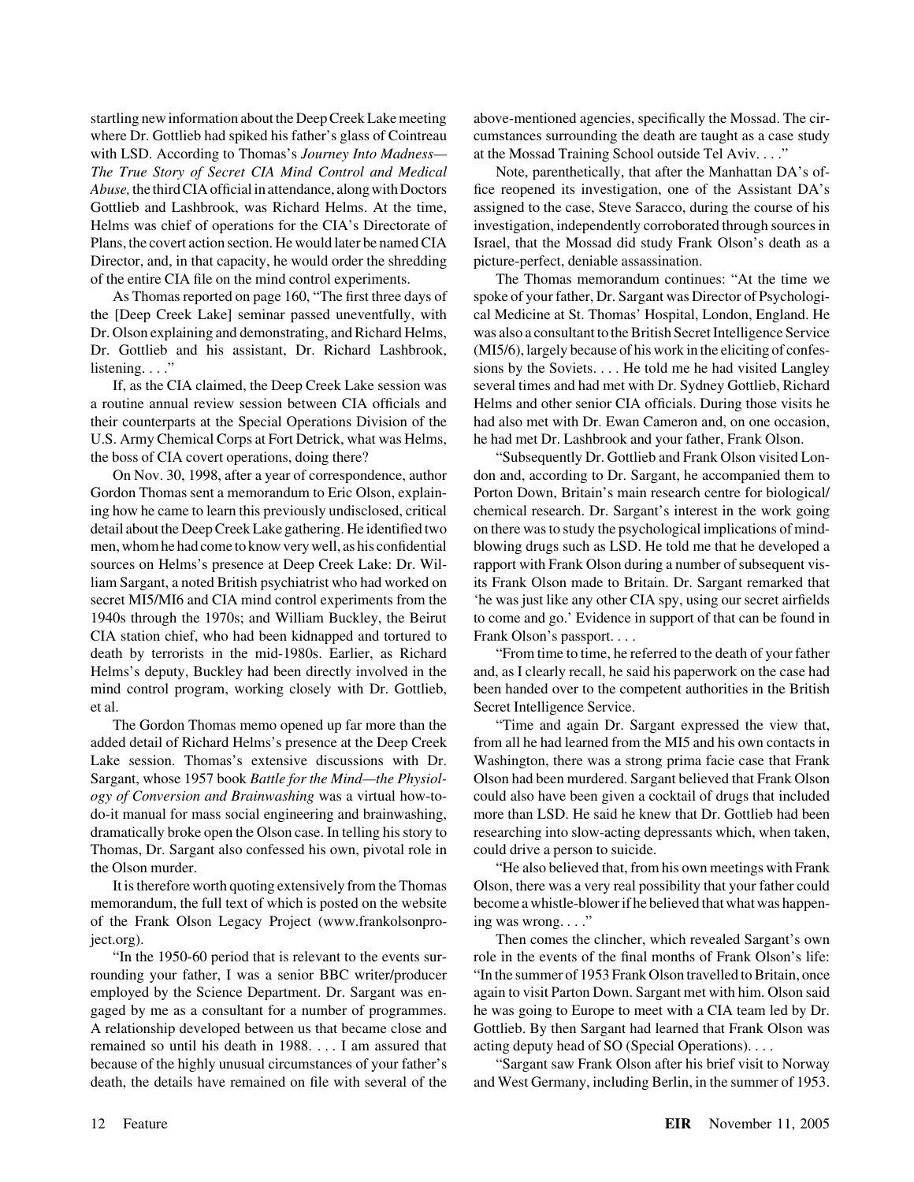startling new information about the Deep Creek Lake meeting where Dr. Gottlieb had spiked his father's glass of Cointreau with LSD. According to Thomas's *Journey Into Madness—The True Story of Secret CIA Mind Control and Medical Abuse,* the third CIA official in attendance, along with Doctors Gottlieb and Lashbrook, was Richard Helms. At the time, Helms was chief of operations for the CIA's Directorate of Plans, the covert action section. He would later be named CIA Director, and, in that capacity, he would order the shredding of the entire CIA file on the mind control experiments.

As Thomas reported on page 160, "The first three days of the [Deep Creek Lake] seminar passed uneventfully, with Dr. Olson explaining and demonstrating, and Richard Helms, Dr. Gottlieb and his assistant, Dr. Richard Lashbrook, listening. . . ."

If, as the CIA claimed, the Deep Creek Lake session was a routine annual review session between CIA officials and their counterparts at the Special Operations Division of the U.S. Army Chemical Corps at Fort Detrick, what was Helms, the boss of CIA covert operations, doing there?

On Nov. 30, 1998, after a year of correspondence, author Gordon Thomas sent a memorandum to Eric Olson, explaining how he came to learn this previously undisclosed, critical detail about the Deep Creek Lake gathering. He identified two men, whom he had come to know very well, as his confidential sources on Helms's presence at Deep Creek Lake: Dr. William Sargant, a noted British psychiatrist who had worked on secret MI5/MI6 and CIA mind control experiments from the 1940s through the 1970s; and William Buckley, the Beirut CIA station chief, who had been kidnapped and tortured to death by terrorists in the mid-1980s. Earlier, as Richard Helms's deputy, Buckley had been directly involved in the mind control program, working closely with Dr. Gottlieb, et al.

The Gordon Thomas memo opened up far more than the added detail of Richard Helms's presence at the Deep Creek Lake session. Thomas's extensive discussions with Dr. Sargant, whose 1957 book *Battle for the Mind—the Physiology of Conversion and Brainwashing* was a virtual how-to-do-it manual for mass social engineering and brainwashing, dramatically broke open the Olson case. In telling his story to Thomas, Dr. Sargant also confessed his own, pivotal role in the Olson murder.

It is therefore worth quoting extensively from the Thomas memorandum, the full text of which is posted on the website of the Frank Olson Legacy Project (www.frankolsonproject.org).

"In the 1950-60 period that is relevant to the events surrounding your father, I was a senior BBC writer/producer employed by the Science Department. Dr. Sargant was engaged by me as a consultant for a number of programmes. A relationship developed between us that became close and remained so until his death in 1988. . . . I am assured that because of the highly unusual circumstances of your father's death, the details have remained on file with several of the above-mentioned agencies, specifically the Mossad. The circumstances surrounding the death are taught as a case study at the Mossad Training School outside Tel Aviv. . . ."

Note, parenthetically, that after the Manhattan DA's office reopened its investigation, one of the Assistant DA's assigned to the case, Steve Saracco, during the course of his investigation, independently corroborated through sources in Israel, that the Mossad did study Frank Olson's death as a picture-perfect, deniable assassination.

The Thomas memorandum continues: "At the time we spoke of your father, Dr. Sargant was Director of Psychological Medicine at St. Thomas' Hospital, London, England. He was also a consultant to the British Secret Intelligence Service (MI5/6), largely because of his work in the eliciting of confessions by the Soviets. . . . He told me he had visited Langley several times and had met with Dr. Sydney Gottlieb, Richard Helms and other senior CIA officials. During those visits he had also met with Dr. Ewan Cameron and, on one occasion, he had met Dr. Lashbrook and your father, Frank Olson.

"Subsequently Dr. Gottlieb and Frank Olson visited London and, according to Dr. Sargant, he accompanied them to Porton Down, Britain's main research centre for biological/chemical research. Dr. Sargant's interest in the work going on there was to study the psychological implications of mind-blowing drugs such as LSD. He told me that he developed a rapport with Frank Olson during a number of subsequent visits Frank Olson made to Britain. Dr. Sargant remarked that 'he was just like any other CIA spy, using our secret airfields to come and go.' Evidence in support of that can be found in Frank Olson's passport. . . .

"From time to time, he referred to the death of your father and, as I clearly recall, he said his paperwork on the case had been handed over to the competent authorities in the British Secret Intelligence Service.

"Time and again Dr. Sargant expressed the view that, from all he had learned from the MI5 and his own contacts in Washington, there was a strong prima facie case that Frank Olson had been murdered. Sargant believed that Frank Olson could also have been given a cocktail of drugs that included more than LSD. He said he knew that Dr. Gottlieb had been researching into slow-acting depressants which, when taken, could drive a person to suicide.

"He also believed that, from his own meetings with Frank Olson, there was a very real possibility that your father could become a whistle-blower if he believed that what was happening was wrong. . . ."

Then comes the clincher, which revealed Sargant's own role in the events of the final months of Frank Olson's life: "In the summer of 1953 Frank Olson travelled to Britain, once again to visit Parton Down. Sargant met with him. Olson said he was going to Europe to meet with a CIA team led by Dr. Gottlieb. By then Sargant had learned that Frank Olson was acting deputy head of SO (Special Operations). . . .

"Sargant saw Frank Olson after his brief visit to Norway and West Germany, including Berlin, in the summer of 1953.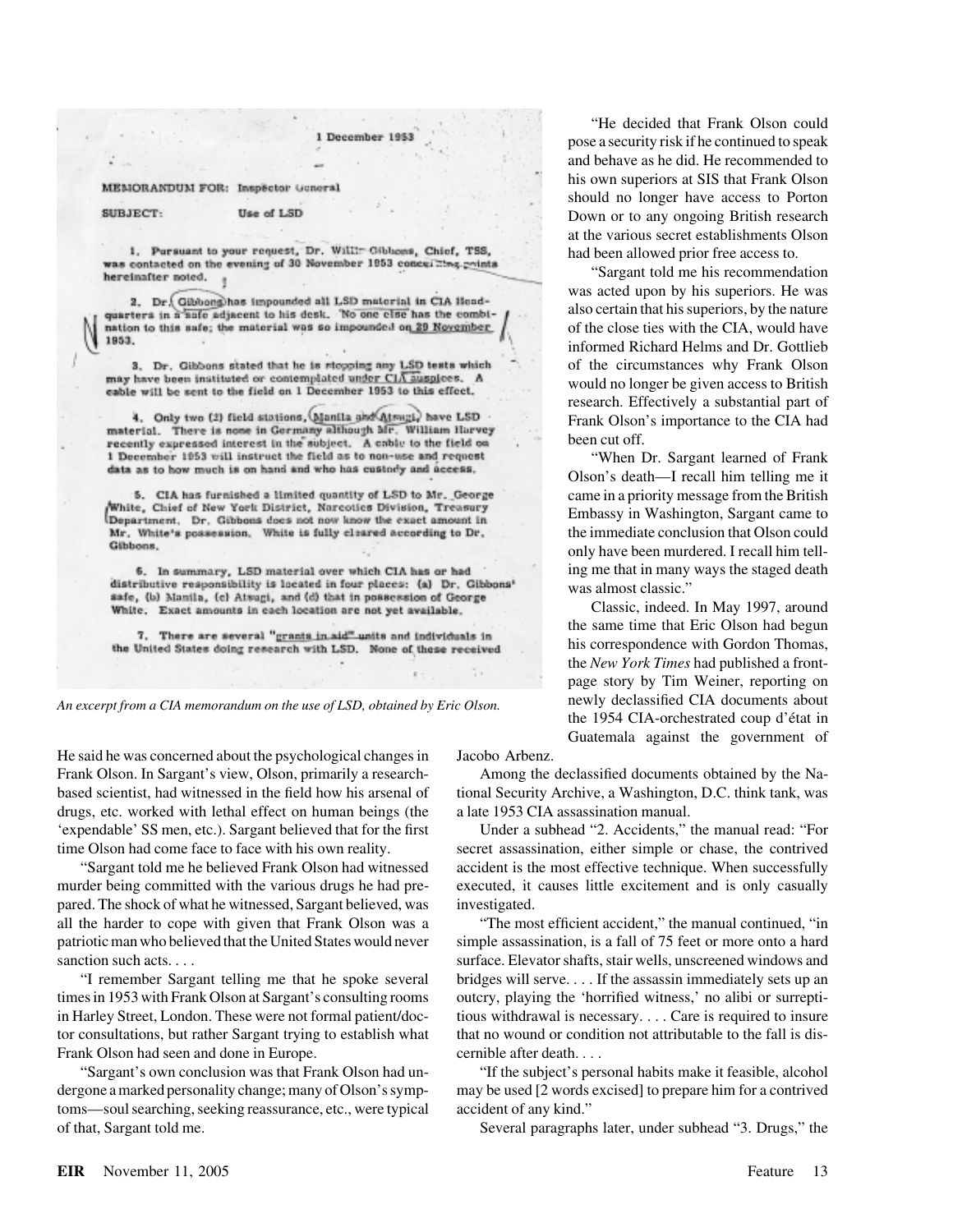1 December 1953

MEMORANDUM FOR: Inspector General

SUBJECT: Use of LSD

1. Pursuant to your request, Dr. Willis Gibbons, Chief, TSS, was contacted on the evening of 30 November 1953 concerning points hereinafter noted.

2. Dr. Gibbons has impounded all LSD material in CIA Headquarters in a safe adjacent to his desk. No one else has the combination to this safe; the material was so impounded on 30 November 1953.

3. Dr. Gibbons stated that he is stopping any LSD tests which may have been instituted or contemplated under CIA auspices. A cable will be sent to the field on 1 December 1953 to this effect.

4. Only two (2) field stations, Manila and Atsugi, have LSD material. There is none in Germany although Mr. William Harvey recently expressed interest in the subject. A cable to the field on 1 December 1953 will instruct the field as to non-use and request data as to how much is on hand and who has custody and access.

5. CIA has furnished a limited quantity of LSD to Mr. George White, Chief of New York District, Narcotics Division, Treasury Department. Dr. Gibbons does not now know the exact amount in Mr. White's possession. White is fully cleared according to Dr. Gibbons.

6. In summary, LSD material over which CIA has or had distributive responsibility is located in four places: (a) Dr. Gibbons' safe, (b) Manila, (c) Atsugi, and (d) that in possession of George White. Exact amounts in each location are not yet available.

7. There are several "grants in aid" units and individuals in the United States doing research with LSD. None of these received

*An excerpt from a CIA memorandum on the use of LSD, obtained by Eric Olson.*

He said he was concerned about the psychological changes in Frank Olson. In Sargant's view, Olson, primarily a research-based scientist, had witnessed in the field how his arsenal of drugs, etc. worked with lethal effect on human beings (the 'expendable' SS men, etc.). Sargant believed that for the first time Olson had come face to face with his own reality.

"Sargant told me he believed Frank Olson had witnessed murder being committed with the various drugs he had prepared. The shock of what he witnessed, Sargant believed, was all the harder to cope with given that Frank Olson was a patriotic man who believed that the United States would never sanction such acts. . . .

"I remember Sargant telling me that he spoke several times in 1953 with Frank Olson at Sargant's consulting rooms in Harley Street, London. These were not formal patient/doctor consultations, but rather Sargant trying to establish what Frank Olson had seen and done in Europe.

"Sargant's own conclusion was that Frank Olson had undergone a marked personality change; many of Olson's symptoms—soul searching, seeking reassurance, etc., were typical of that, Sargant told me.

"He decided that Frank Olson could pose a security risk if he continued to speak and behave as he did. He recommended to his own superiors at SIS that Frank Olson should no longer have access to Porton Down or to any ongoing British research at the various secret establishments Olson had been allowed prior free access to.

"Sargant told me his recommendation was acted upon by his superiors. He was also certain that his superiors, by the nature of the close ties with the CIA, would have informed Richard Helms and Dr. Gottlieb of the circumstances why Frank Olson would no longer be given access to British research. Effectively a substantial part of Frank Olson's importance to the CIA had been cut off.

"When Dr. Sargant learned of Frank Olson's death—I recall him telling me it came in a priority message from the British Embassy in Washington, Sargant came to the immediate conclusion that Olson could only have been murdered. I recall him telling me that in many ways the staged death was almost classic."

Classic, indeed. In May 1997, around the same time that Eric Olson had begun his correspondence with Gordon Thomas, the *New York Times* had published a front-page story by Tim Weiner, reporting on newly declassified CIA documents about the 1954 CIA-orchestrated coup d'état in Guatemala against the government of Jacobo Arbenz.

Among the declassified documents obtained by the National Security Archive, a Washington, D.C. think tank, was a late 1953 CIA assassination manual.

Under a subhead "2. Accidents," the manual read: "For secret assassination, either simple or chase, the contrived accident is the most effective technique. When successfully executed, it causes little excitement and is only casually investigated.

"The most efficient accident," the manual continued, "in simple assassination, is a fall of 75 feet or more onto a hard surface. Elevator shafts, stair wells, unscreened windows and bridges will serve. . . . If the assassin immediately sets up an outcry, playing the 'horrified witness,' no alibi or surreptitious withdrawal is necessary. . . . Care is required to insure that no wound or condition not attributable to the fall is discernible after death. . . .

"If the subject's personal habits make it feasible, alcohol may be used [2 words excised] to prepare him for a contrived accident of any kind."

Several paragraphs later, under subhead "3. Drugs," the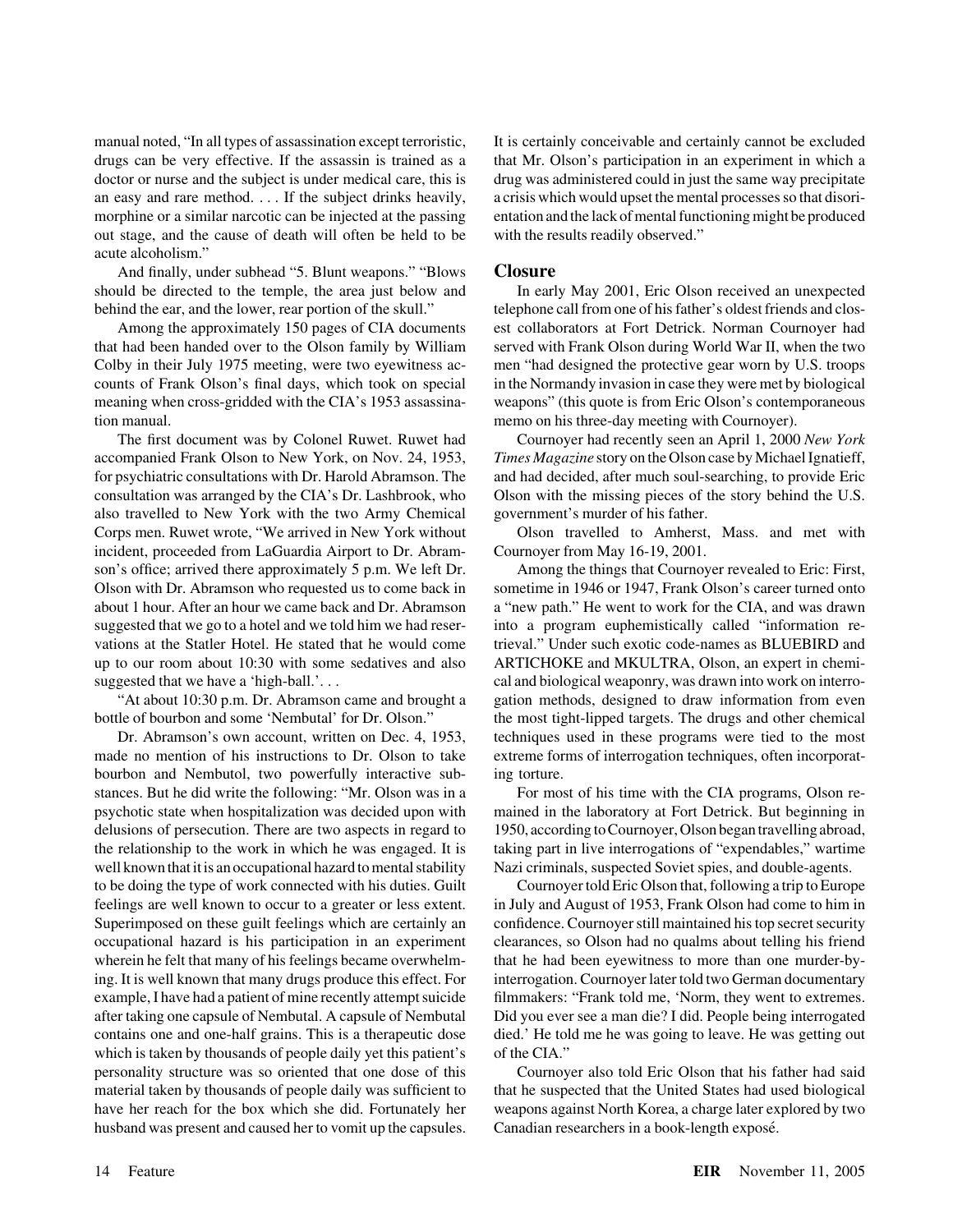manual noted, "In all types of assassination except terroristic, drugs can be very effective. If the assassin is trained as a doctor or nurse and the subject is under medical care, this is an easy and rare method. . . . If the subject drinks heavily, morphine or a similar narcotic can be injected at the passing out stage, and the cause of death will often be held to be acute alcoholism."

And finally, under subhead "5. Blunt weapons." "Blows should be directed to the temple, the area just below and behind the ear, and the lower, rear portion of the skull."

Among the approximately 150 pages of CIA documents that had been handed over to the Olson family by William Colby in their July 1975 meeting, were two eyewitness accounts of Frank Olson's final days, which took on special meaning when cross-gridded with the CIA's 1953 assassination manual.

The first document was by Colonel Ruwet. Ruwet had accompanied Frank Olson to New York, on Nov. 24, 1953, for psychiatric consultations with Dr. Harold Abramson. The consultation was arranged by the CIA's Dr. Lashbrook, who also travelled to New York with the two Army Chemical Corps men. Ruwet wrote, "We arrived in New York without incident, proceeded from LaGuardia Airport to Dr. Abramson's office; arrived there approximately 5 p.m. We left Dr. Olson with Dr. Abramson who requested us to come back in about 1 hour. After an hour we came back and Dr. Abramson suggested that we go to a hotel and we told him we had reservations at the Statler Hotel. He stated that he would come up to our room about 10:30 with some sedatives and also suggested that we have a 'high-ball.'. . .

"At about 10:30 p.m. Dr. Abramson came and brought a bottle of bourbon and some 'Nembutal' for Dr. Olson."

Dr. Abramson's own account, written on Dec. 4, 1953, made no mention of his instructions to Dr. Olson to take bourbon and Nembutol, two powerfully interactive substances. But he did write the following: "Mr. Olson was in a psychotic state when hospitalization was decided upon with delusions of persecution. There are two aspects in regard to the relationship to the work in which he was engaged. It is well known that it is an occupational hazard to mental stability to be doing the type of work connected with his duties. Guilt feelings are well known to occur to a greater or less extent. Superimposed on these guilt feelings which are certainly an occupational hazard is his participation in an experiment wherein he felt that many of his feelings became overwhelming. It is well known that many drugs produce this effect. For example, I have had a patient of mine recently attempt suicide after taking one capsule of Nembutal. A capsule of Nembutal contains one and one-half grains. This is a therapeutic dose which is taken by thousands of people daily yet this patient's personality structure was so oriented that one dose of this material taken by thousands of people daily was sufficient to have her reach for the box which she did. Fortunately her husband was present and caused her to vomit up the capsules. It is certainly conceivable and certainly cannot be excluded that Mr. Olson's participation in an experiment in which a drug was administered could in just the same way precipitate a crisis which would upset the mental processes so that disorientation and the lack of mental functioning might be produced with the results readily observed."

## Closure

In early May 2001, Eric Olson received an unexpected telephone call from one of his father's oldest friends and closest collaborators at Fort Detrick. Norman Cournoyer had served with Frank Olson during World War II, when the two men "had designed the protective gear worn by U.S. troops in the Normandy invasion in case they were met by biological weapons" (this quote is from Eric Olson's contemporaneous memo on his three-day meeting with Cournoyer).

Cournoyer had recently seen an April 1, 2000 *New York Times Magazine* story on the Olson case by Michael Ignatieff, and had decided, after much soul-searching, to provide Eric Olson with the missing pieces of the story behind the U.S. government's murder of his father.

Olson travelled to Amherst, Mass. and met with Cournoyer from May 16-19, 2001.

Among the things that Cournoyer revealed to Eric: First, sometime in 1946 or 1947, Frank Olson's career turned onto a "new path." He went to work for the CIA, and was drawn into a program euphemistically called "information retrieval." Under such exotic code-names as BLUEBIRD and ARTICHOKE and MKULTRA, Olson, an expert in chemical and biological weaponry, was drawn into work on interrogation methods, designed to draw information from even the most tight-lipped targets. The drugs and other chemical techniques used in these programs were tied to the most extreme forms of interrogation techniques, often incorporating torture.

For most of his time with the CIA programs, Olson remained in the laboratory at Fort Detrick. But beginning in 1950, according to Cournoyer, Olson began travelling abroad, taking part in live interrogations of "expendables," wartime Nazi criminals, suspected Soviet spies, and double-agents.

Cournoyer told Eric Olson that, following a trip to Europe in July and August of 1953, Frank Olson had come to him in confidence. Cournoyer still maintained his top secret security clearances, so Olson had no qualms about telling his friend that he had been eyewitness to more than one murder-by-interrogation. Cournoyer later told two German documentary filmmakers: "Frank told me, 'Norm, they went to extremes. Did you ever see a man die? I did. People being interrogated died.' He told me he was going to leave. He was getting out of the CIA."

Cournoyer also told Eric Olson that his father had said that he suspected that the United States had used biological weapons against North Korea, a charge later explored by two Canadian researchers in a book-length exposé.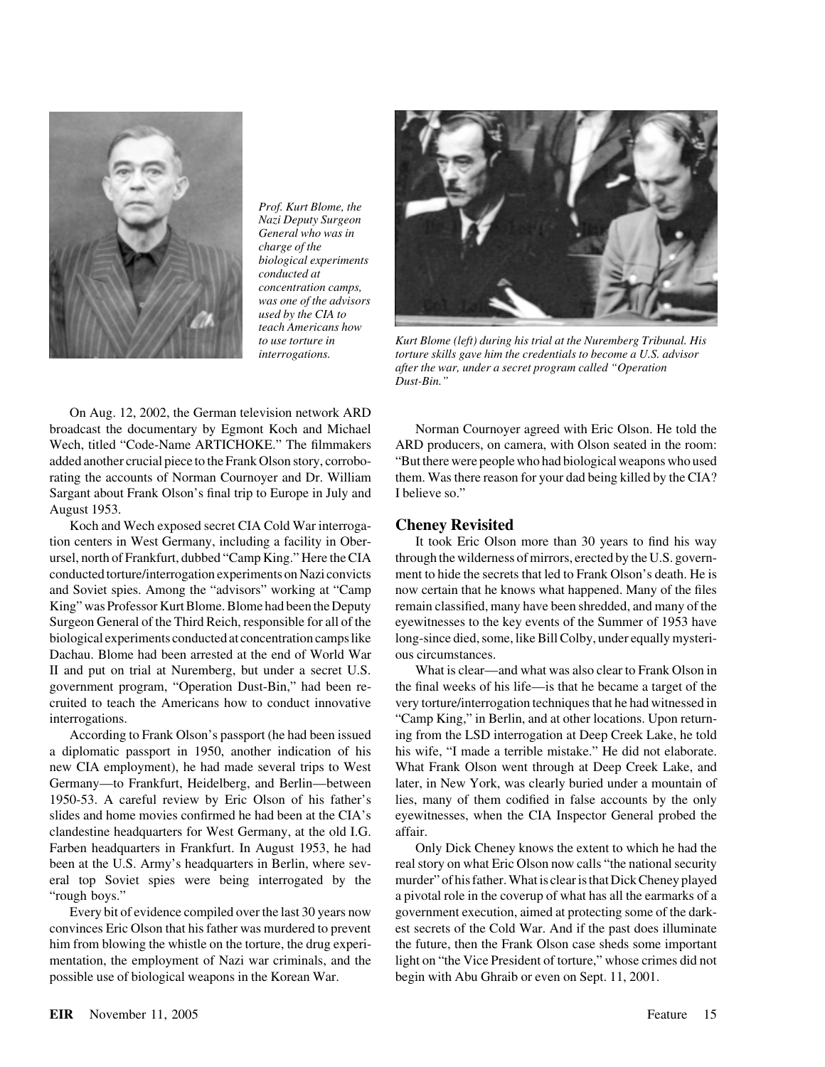Prof. Kurt Blome, the Nazi Deputy Surgeon General who was in charge of the biological experiments conducted at concentration camps, was one of the advisors used by the CIA to teach Americans how to use torture in interrogations.

Kurt Blome (left) during his trial at the Nuremberg Tribunal. His torture skills gave him the credentials to become a U.S. advisor after the war, under a secret program called "Operation Dust-Bin."

On Aug. 12, 2002, the German television network ARD broadcast the documentary by Egmont Koch and Michael Wech, titled "Code-Name ARTICHOKE." The filmmakers added another crucial piece to the Frank Olson story, corroborating the accounts of Norman Cournoyer and Dr. William Sargant about Frank Olson's final trip to Europe in July and August 1953.

Koch and Wech exposed secret CIA Cold War interrogation centers in West Germany, including a facility in Oberursel, north of Frankfurt, dubbed "Camp King." Here the CIA conducted torture/interrogation experiments on Nazi convicts and Soviet spies. Among the "advisors" working at "Camp King" was Professor Kurt Blome. Blome had been the Deputy Surgeon General of the Third Reich, responsible for all of the biological experiments conducted at concentration camps like Dachau. Blome had been arrested at the end of World War II and put on trial at Nuremberg, but under a secret U.S. government program, "Operation Dust-Bin," had been recruited to teach the Americans how to conduct innovative interrogations.

According to Frank Olson's passport (he had been issued a diplomatic passport in 1950, another indication of his new CIA employment), he had made several trips to West Germany—to Frankfurt, Heidelberg, and Berlin—between 1950-53. A careful review by Eric Olson of his father's slides and home movies confirmed he had been at the CIA's clandestine headquarters for West Germany, at the old I.G. Farben headquarters in Frankfurt. In August 1953, he had been at the U.S. Army's headquarters in Berlin, where several top Soviet spies were being interrogated by the "rough boys."

Every bit of evidence compiled over the last 30 years now convinces Eric Olson that his father was murdered to prevent him from blowing the whistle on the torture, the drug experimentation, the employment of Nazi war criminals, and the possible use of biological weapons in the Korean War.

Norman Cournoyer agreed with Eric Olson. He told the ARD producers, on camera, with Olson seated in the room: "But there were people who had biological weapons who used them. Was there reason for your dad being killed by the CIA? I believe so."

## Cheney Revisited

It took Eric Olson more than 30 years to find his way through the wilderness of mirrors, erected by the U.S. government to hide the secrets that led to Frank Olson's death. He is now certain that he knows what happened. Many of the files remain classified, many have been shredded, and many of the eyewitnesses to the key events of the Summer of 1953 have long-since died, some, like Bill Colby, under equally mysterious circumstances.

What is clear—and what was also clear to Frank Olson in the final weeks of his life—is that he became a target of the very torture/interrogation techniques that he had witnessed in "Camp King," in Berlin, and at other locations. Upon returning from the LSD interrogation at Deep Creek Lake, he told his wife, "I made a terrible mistake." He did not elaborate. What Frank Olson went through at Deep Creek Lake, and later, in New York, was clearly buried under a mountain of lies, many of them codified in false accounts by the only eyewitnesses, when the CIA Inspector General probed the affair.

Only Dick Cheney knows the extent to which he had the real story on what Eric Olson now calls "the national security murder" of his father. What is clear is that Dick Cheney played a pivotal role in the coverup of what has all the earmarks of a government execution, aimed at protecting some of the darkest secrets of the Cold War. And if the past does illuminate the future, then the Frank Olson case sheds some important light on "the Vice President of torture," whose crimes did not begin with Abu Ghraib or even on Sept. 11, 2001.